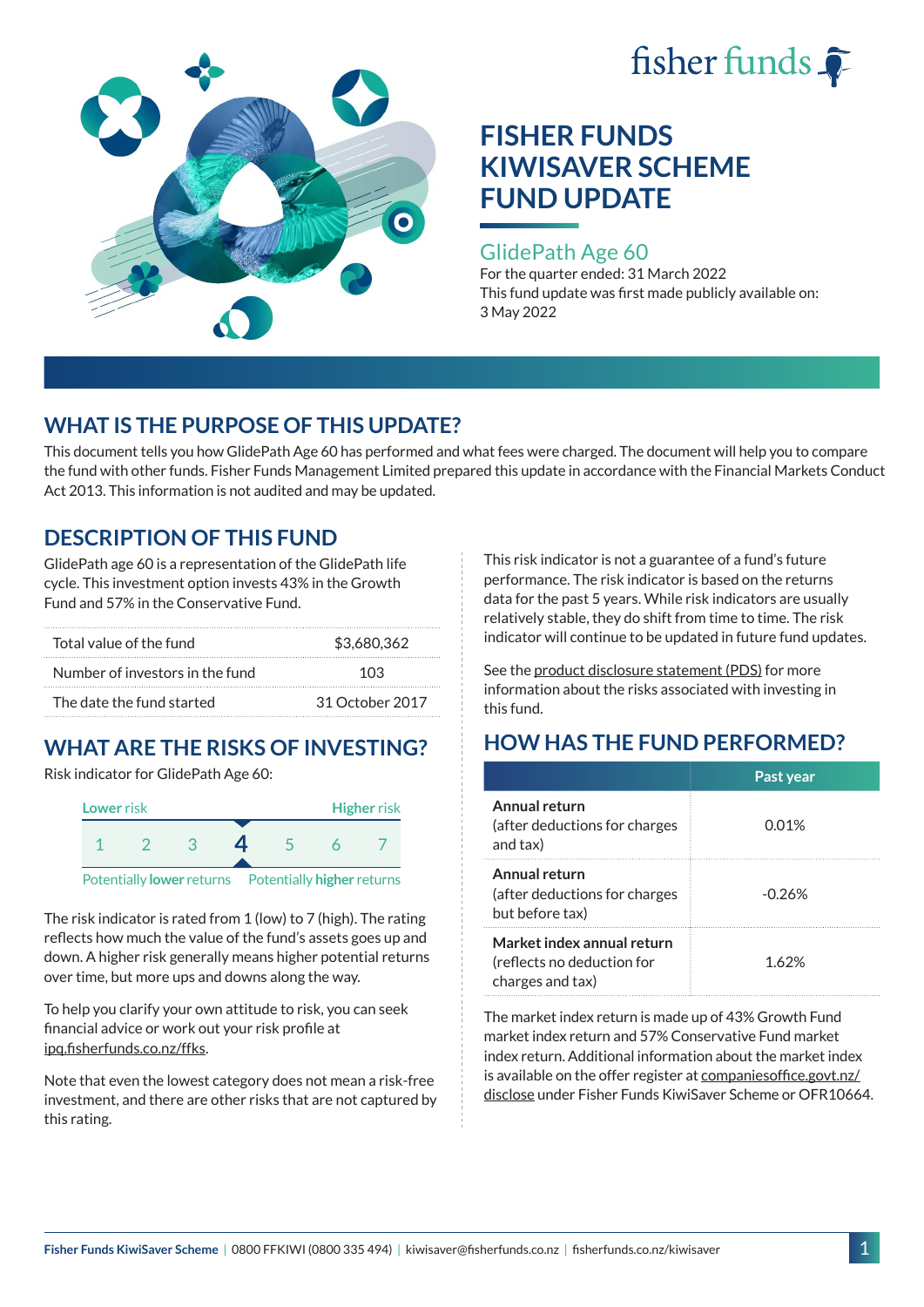# FISHER FUNDS KIWISAVER SCHEME FUND UPDATE

## GlidePath Age 60

For the quarter ended: 31 March 2022

This fund update was first made publicly available on: 3 May 2022

## WHAT IS THE PURPOSE OF THIS UPDATE?

This document tells you how GlidePath Age 60 has performed and what fees were charged. The document will help you to compare the fund with other funds. Fisher Funds Management Limited prepared this update in accordance with the Financial Markets Conduct Act 2013. This information is not audited and may be updated.

## DESCRIPTION OF THIS FUND

GlidePath age 60 is a representation of the GlidePath life cycle. This investment option invests 43% in the Growth Fund and 57% in the Conservative Fund.

| | |
|---|---|
| Total value of the fund | $3,680,362 |
| Number of investors in the fund | 103 |
| The date the fund started | 31 October 2017 |

## WHAT ARE THE RISKS OF INVESTING?

Risk indicator for GlidePath Age 60:

| Lower risk | | | | | | Higher risk |
|---|---|---|---|---|---|---|
| 1 | 2 | 3 | **4** | 5 | 6 | 7 |

Potentially **lower** returns — Potentially **higher** returns

The risk indicator is rated from 1 (low) to 7 (high). The rating reflects how much the value of the fund's assets goes up and down. A higher risk generally means higher potential returns over time, but more ups and downs along the way.

To help you clarify your own attitude to risk, you can seek financial advice or work out your risk profile at ipq.fisherfunds.co.nz/ffks.

Note that even the lowest category does not mean a risk-free investment, and there are other risks that are not captured by this rating.

This risk indicator is not a guarantee of a fund's future performance. The risk indicator is based on the returns data for the past 5 years. While risk indicators are usually relatively stable, they do shift from time to time. The risk indicator will continue to be updated in future fund updates.

See the product disclosure statement (PDS) for more information about the risks associated with investing in this fund.

## HOW HAS THE FUND PERFORMED?

| | Past year |
|---|---|
| **Annual return** (after deductions for charges and tax) | 0.01% |
| **Annual return** (after deductions for charges but before tax) | -0.26% |
| **Market index annual return** (reflects no deduction for charges and tax) | 1.62% |

The market index return is made up of 43% Growth Fund market index return and 57% Conservative Fund market index return. Additional information about the market index is available on the offer register at companiesoffice.govt.nz/disclose under Fisher Funds KiwiSaver Scheme or OFR10664.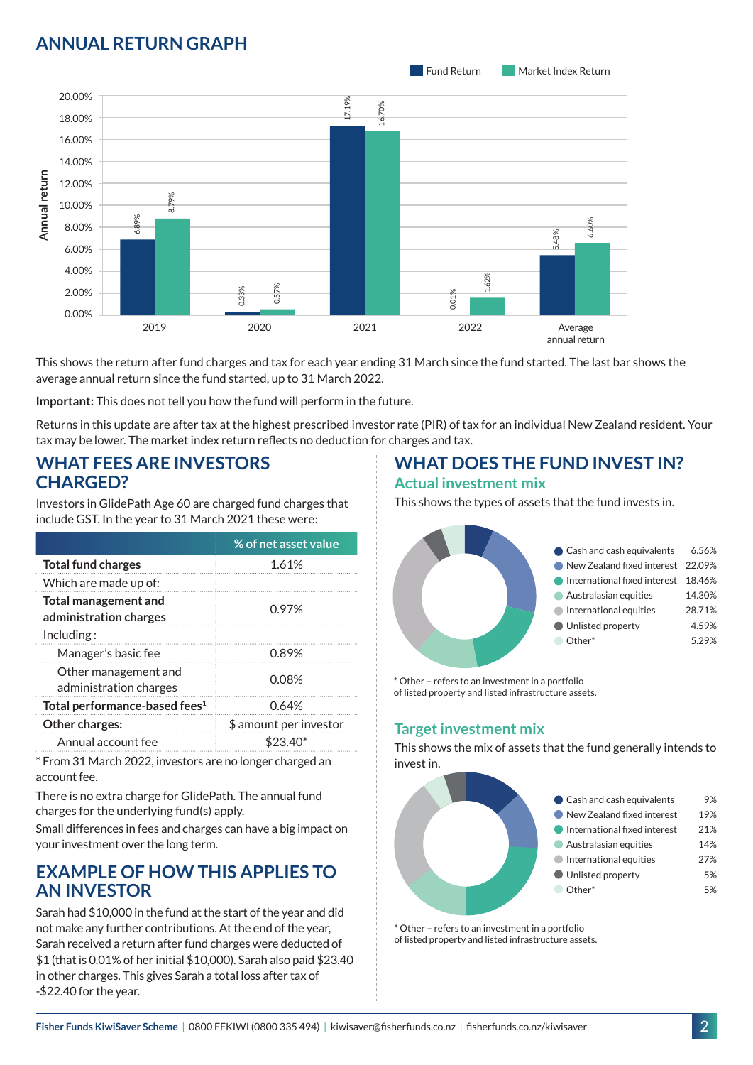## ANNUAL RETURN GRAPH

| | Fund Return | Market Index Return |
|---|---|---|
| 2019 | 6.89% | 8.79% |
| 2020 | 0.33% | 0.57% |
| 2021 | 17.19% | 16.70% |
| 2022 | 0.01% | 1.62% |
| Average annual return | 5.48% | 6.60% |

This shows the return after fund charges and tax for each year ending 31 March since the fund started. The last bar shows the average annual return since the fund started, up to 31 March 2022.

**Important:** This does not tell you how the fund will perform in the future.

Returns in this update are after tax at the highest prescribed investor rate (PIR) of tax for an individual New Zealand resident. Your tax may be lower. The market index return reflects no deduction for charges and tax.

## WHAT FEES ARE INVESTORS CHARGED?

Investors in GlidePath Age 60 are charged fund charges that include GST. In the year to 31 March 2021 these were:

| | % of net asset value |
|---|---|
| **Total fund charges** | 1.61% |
| Which are made up of: | |
| **Total management and administration charges** | 0.97% |
| Including : | |
| Manager's basic fee | 0.89% |
| Other management and administration charges | 0.08% |
| **Total performance-based fees**[1] | 0.64% |
| **Other charges:** | $ amount per investor |
| Annual account fee | $23.40* |

* From 31 March 2022, investors are no longer charged an account fee.

There is no extra charge for GlidePath. The annual fund charges for the underlying fund(s) apply.

Small differences in fees and charges can have a big impact on your investment over the long term.

## EXAMPLE OF HOW THIS APPLIES TO AN INVESTOR

Sarah had $10,000 in the fund at the start of the year and did not make any further contributions. At the end of the year, Sarah received a return after fund charges were deducted of $1 (that is 0.01% of her initial $10,000). Sarah also paid $23.40 in other charges. This gives Sarah a total loss after tax of -$22.40 for the year.

## WHAT DOES THE FUND INVEST IN?

### Actual investment mix

This shows the types of assets that the fund invests in.

| Asset | % |
|---|---|
| Cash and cash equivalents | 6.56% |
| New Zealand fixed interest | 22.09% |
| International fixed interest | 18.46% |
| Australasian equities | 14.30% |
| International equities | 28.71% |
| Unlisted property | 4.59% |
| Other* | 5.29% |

* Other – refers to an investment in a portfolio of listed property and listed infrastructure assets.

### Target investment mix

This shows the mix of assets that the fund generally intends to invest in.

| Asset | % |
|---|---|
| Cash and cash equivalents | 9% |
| New Zealand fixed interest | 19% |
| International fixed interest | 21% |
| Australasian equities | 14% |
| International equities | 27% |
| Unlisted property | 5% |
| Other* | 5% |

* Other – refers to an investment in a portfolio of listed property and listed infrastructure assets.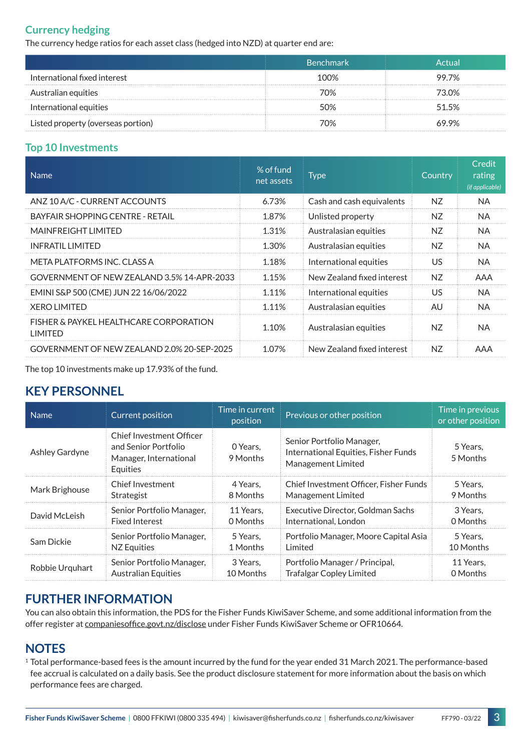## Currency hedging

The currency hedge ratios for each asset class (hedged into NZD) at quarter end are:

| | Benchmark | Actual |
|---|---|---|
| International fixed interest | 100% | 99.7% |
| Australian equities | 70% | 73.0% |
| International equities | 50% | 51.5% |
| Listed property (overseas portion) | 70% | 69.9% |

## Top 10 Investments

| Name | % of fund net assets | Type | Country | Credit rating *(if applicable)* |
|---|---|---|---|---|
| ANZ 10 A/C - CURRENT ACCOUNTS | 6.73% | Cash and cash equivalents | NZ | NA |
| BAYFAIR SHOPPING CENTRE - RETAIL | 1.87% | Unlisted property | NZ | NA |
| MAINFREIGHT LIMITED | 1.31% | Australasian equities | NZ | NA |
| INFRATIL LIMITED | 1.30% | Australasian equities | NZ | NA |
| META PLATFORMS INC. CLASS A | 1.18% | International equities | US | NA |
| GOVERNMENT OF NEW ZEALAND 3.5% 14-APR-2033 | 1.15% | New Zealand fixed interest | NZ | AAA |
| EMINI S&P 500 (CME) JUN 22 16/06/2022 | 1.11% | International equities | US | NA |
| XERO LIMITED | 1.11% | Australasian equities | AU | NA |
| FISHER & PAYKEL HEALTHCARE CORPORATION LIMITED | 1.10% | Australasian equities | NZ | NA |
| GOVERNMENT OF NEW ZEALAND 2.0% 20-SEP-2025 | 1.07% | New Zealand fixed interest | NZ | AAA |

The top 10 investments make up 17.93% of the fund.

## KEY PERSONNEL

| Name | Current position | Time in current position | Previous or other position | Time in previous or other position |
|---|---|---|---|---|
| Ashley Gardyne | Chief Investment Officer and Senior Portfolio Manager, International Equities | 0 Years, 9 Months | Senior Portfolio Manager, International Equities, Fisher Funds Management Limited | 5 Years, 5 Months |
| Mark Brighouse | Chief Investment Strategist | 4 Years, 8 Months | Chief Investment Officer, Fisher Funds Management Limited | 5 Years, 9 Months |
| David McLeish | Senior Portfolio Manager, Fixed Interest | 11 Years, 0 Months | Executive Director, Goldman Sachs International, London | 3 Years, 0 Months |
| Sam Dickie | Senior Portfolio Manager, NZ Equities | 5 Years, 1 Months | Portfolio Manager, Moore Capital Asia Limited | 5 Years, 10 Months |
| Robbie Urquhart | Senior Portfolio Manager, Australian Equities | 3 Years, 10 Months | Portfolio Manager / Principal, Trafalgar Copley Limited | 11 Years, 0 Months |

## FURTHER INFORMATION

You can also obtain this information, the PDS for the Fisher Funds KiwiSaver Scheme, and some additional information from the offer register at companiesoffice.govt.nz/disclose under Fisher Funds KiwiSaver Scheme or OFR10664.

## NOTES

[1] Total performance-based fees is the amount incurred by the fund for the year ended 31 March 2021. The performance-based fee accrual is calculated on a daily basis. See the product disclosure statement for more information about the basis on which performance fees are charged.